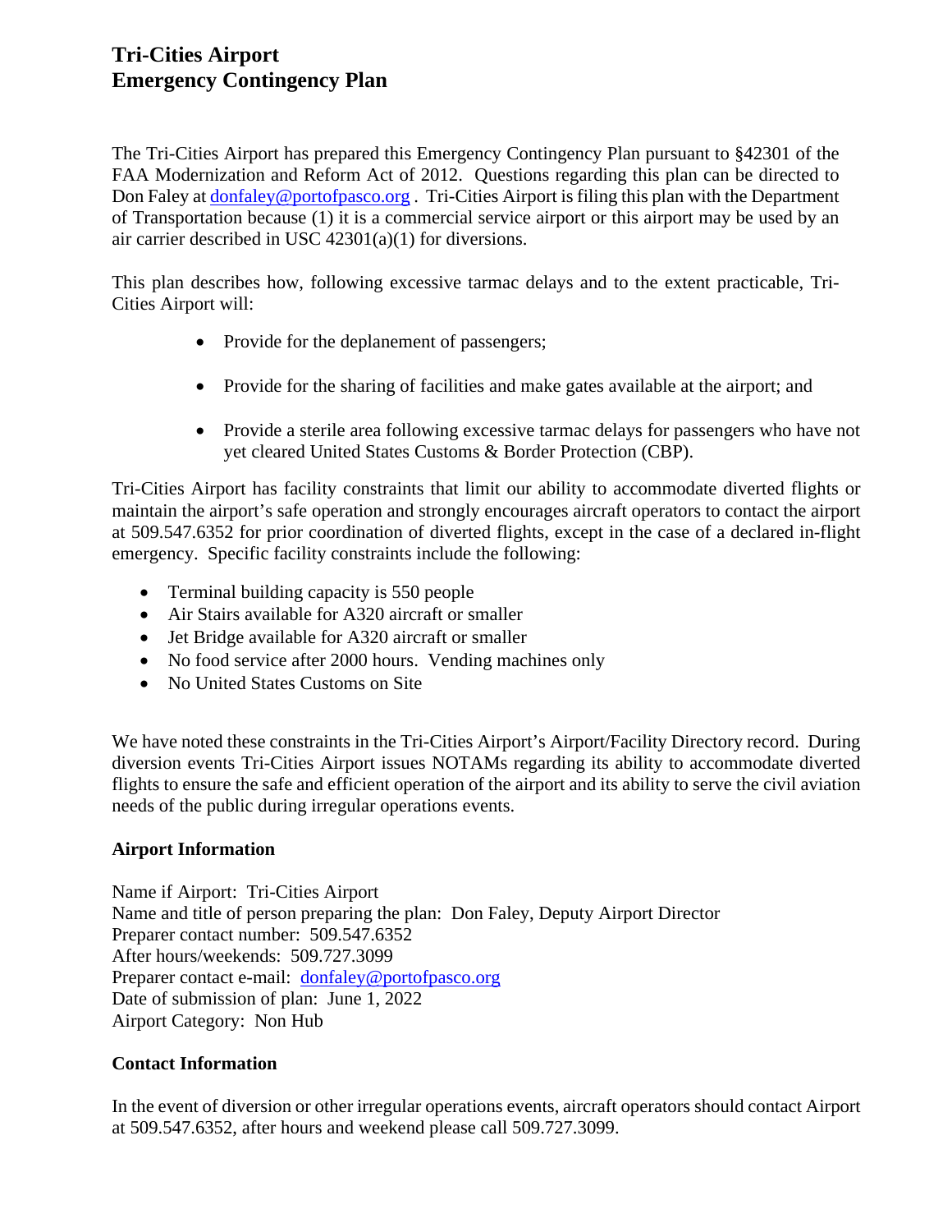# Tri-Cities Airport
# Emergency Contingency Plan

The Tri-Cities Airport has prepared this Emergency Contingency Plan pursuant to §42301 of the FAA Modernization and Reform Act of 2012. Questions regarding this plan can be directed to Don Faley at donfaley@portofpasco.org . Tri-Cities Airport is filing this plan with the Department of Transportation because (1) it is a commercial service airport or this airport may be used by an air carrier described in USC 42301(a)(1) for diversions.

This plan describes how, following excessive tarmac delays and to the extent practicable, Tri-Cities Airport will:

- Provide for the deplanement of passengers;
- Provide for the sharing of facilities and make gates available at the airport; and
- Provide a sterile area following excessive tarmac delays for passengers who have not yet cleared United States Customs & Border Protection (CBP).

Tri-Cities Airport has facility constraints that limit our ability to accommodate diverted flights or maintain the airport's safe operation and strongly encourages aircraft operators to contact the airport at 509.547.6352 for prior coordination of diverted flights, except in the case of a declared in-flight emergency. Specific facility constraints include the following:

- Terminal building capacity is 550 people
- Air Stairs available for A320 aircraft or smaller
- Jet Bridge available for A320 aircraft or smaller
- No food service after 2000 hours. Vending machines only
- No United States Customs on Site

We have noted these constraints in the Tri-Cities Airport's Airport/Facility Directory record. During diversion events Tri-Cities Airport issues NOTAMs regarding its ability to accommodate diverted flights to ensure the safe and efficient operation of the airport and its ability to serve the civil aviation needs of the public during irregular operations events.

### Airport Information

Name if Airport: Tri-Cities Airport
Name and title of person preparing the plan: Don Faley, Deputy Airport Director
Preparer contact number: 509.547.6352
After hours/weekends: 509.727.3099
Preparer contact e-mail: donfaley@portofpasco.org
Date of submission of plan: June 1, 2022
Airport Category: Non Hub

### Contact Information

In the event of diversion or other irregular operations events, aircraft operators should contact Airport at 509.547.6352, after hours and weekend please call 509.727.3099.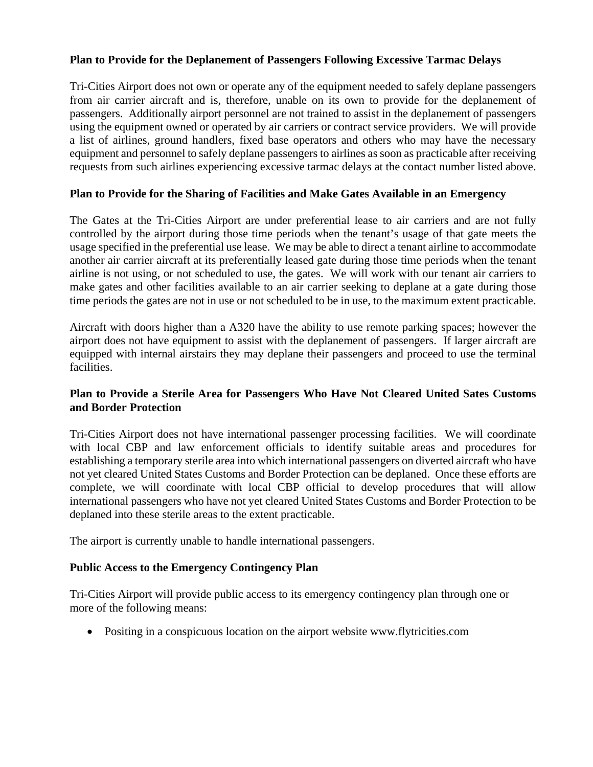**Plan to Provide for the Deplanement of Passengers Following Excessive Tarmac Delays**

Tri-Cities Airport does not own or operate any of the equipment needed to safely deplane passengers from air carrier aircraft and is, therefore, unable on its own to provide for the deplanement of passengers. Additionally airport personnel are not trained to assist in the deplanement of passengers using the equipment owned or operated by air carriers or contract service providers. We will provide a list of airlines, ground handlers, fixed base operators and others who may have the necessary equipment and personnel to safely deplane passengers to airlines as soon as practicable after receiving requests from such airlines experiencing excessive tarmac delays at the contact number listed above.

**Plan to Provide for the Sharing of Facilities and Make Gates Available in an Emergency**

The Gates at the Tri-Cities Airport are under preferential lease to air carriers and are not fully controlled by the airport during those time periods when the tenant's usage of that gate meets the usage specified in the preferential use lease. We may be able to direct a tenant airline to accommodate another air carrier aircraft at its preferentially leased gate during those time periods when the tenant airline is not using, or not scheduled to use, the gates. We will work with our tenant air carriers to make gates and other facilities available to an air carrier seeking to deplane at a gate during those time periods the gates are not in use or not scheduled to be in use, to the maximum extent practicable.

Aircraft with doors higher than a A320 have the ability to use remote parking spaces; however the airport does not have equipment to assist with the deplanement of passengers. If larger aircraft are equipped with internal airstairs they may deplane their passengers and proceed to use the terminal facilities.

**Plan to Provide a Sterile Area for Passengers Who Have Not Cleared United Sates Customs and Border Protection**

Tri-Cities Airport does not have international passenger processing facilities. We will coordinate with local CBP and law enforcement officials to identify suitable areas and procedures for establishing a temporary sterile area into which international passengers on diverted aircraft who have not yet cleared United States Customs and Border Protection can be deplaned. Once these efforts are complete, we will coordinate with local CBP official to develop procedures that will allow international passengers who have not yet cleared United States Customs and Border Protection to be deplaned into these sterile areas to the extent practicable.

The airport is currently unable to handle international passengers.

**Public Access to the Emergency Contingency Plan**

Tri-Cities Airport will provide public access to its emergency contingency plan through one or more of the following means:

- Positing in a conspicuous location on the airport website www.flytricities.com